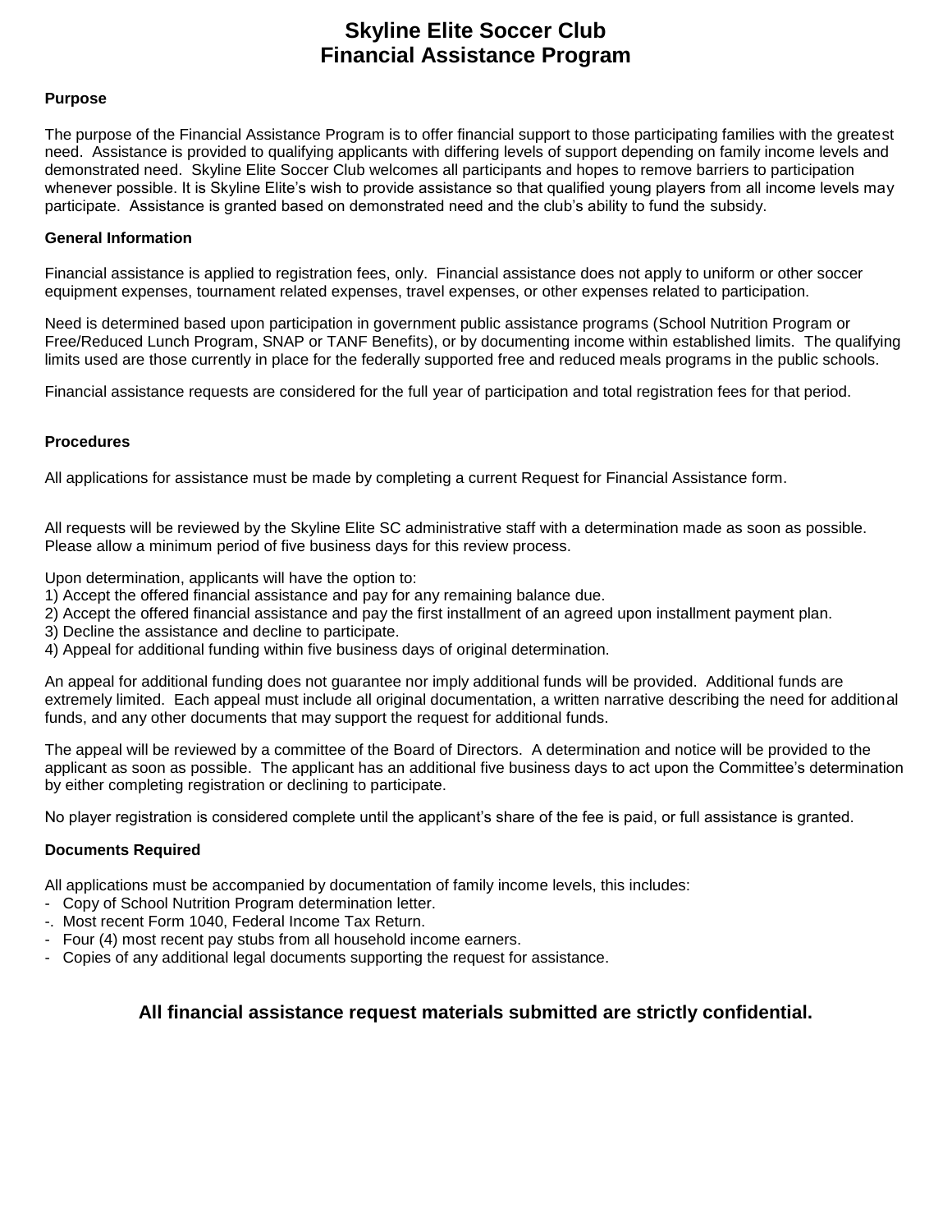# Skyline Elite Soccer Club
# Financial Assistance Program

**Purpose**

The purpose of the Financial Assistance Program is to offer financial support to those participating families with the greatest need. Assistance is provided to qualifying applicants with differing levels of support depending on family income levels and demonstrated need. Skyline Elite Soccer Club welcomes all participants and hopes to remove barriers to participation whenever possible. It is Skyline Elite's wish to provide assistance so that qualified young players from all income levels may participate. Assistance is granted based on demonstrated need and the club's ability to fund the subsidy.

**General Information**

Financial assistance is applied to registration fees, only. Financial assistance does not apply to uniform or other soccer equipment expenses, tournament related expenses, travel expenses, or other expenses related to participation.

Need is determined based upon participation in government public assistance programs (School Nutrition Program or Free/Reduced Lunch Program, SNAP or TANF Benefits), or by documenting income within established limits. The qualifying limits used are those currently in place for the federally supported free and reduced meals programs in the public schools.

Financial assistance requests are considered for the full year of participation and total registration fees for that period.

**Procedures**

All applications for assistance must be made by completing a current Request for Financial Assistance form.

All requests will be reviewed by the Skyline Elite SC administrative staff with a determination made as soon as possible. Please allow a minimum period of five business days for this review process.

Upon determination, applicants will have the option to:
1) Accept the offered financial assistance and pay for any remaining balance due.
2) Accept the offered financial assistance and pay the first installment of an agreed upon installment payment plan.
3) Decline the assistance and decline to participate.
4) Appeal for additional funding within five business days of original determination.

An appeal for additional funding does not guarantee nor imply additional funds will be provided. Additional funds are extremely limited. Each appeal must include all original documentation, a written narrative describing the need for additional funds, and any other documents that may support the request for additional funds.

The appeal will be reviewed by a committee of the Board of Directors. A determination and notice will be provided to the applicant as soon as possible. The applicant has an additional five business days to act upon the Committee's determination by either completing registration or declining to participate.

No player registration is considered complete until the applicant's share of the fee is paid, or full assistance is granted.

**Documents Required**

All applications must be accompanied by documentation of family income levels, this includes:
- Copy of School Nutrition Program determination letter.
- Most recent Form 1040, Federal Income Tax Return.
- Four (4) most recent pay stubs from all household income earners.
- Copies of any additional legal documents supporting the request for assistance.

**All financial assistance request materials submitted are strictly confidential.**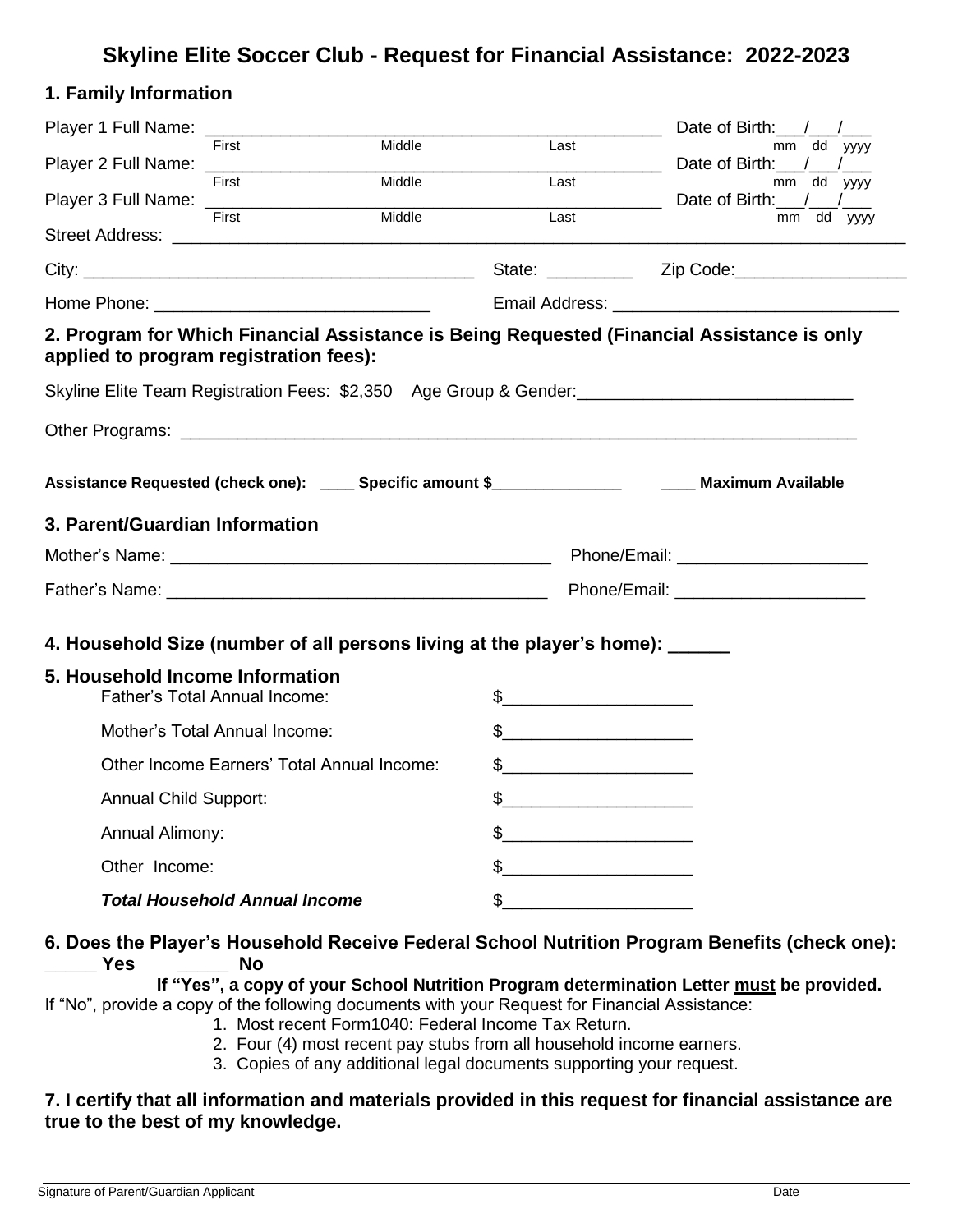# Skyline Elite Soccer Club - Request for Financial Assistance: 2022-2023

## 1. Family Information

Player 1 Full Name: ______________________________________________ Date of Birth:___/___/___
First Middle Last mm dd yyyy

Player 2 Full Name: ______________________________________________ Date of Birth:___/___/___
First Middle Last mm dd yyyy

Player 3 Full Name: ______________________________________________ Date of Birth:___/___/___
First Middle Last mm dd yyyy

Street Address: ____________________________________________________________________________

City: ________________________________________ State: _________ Zip Code:__________________

Home Phone: ____________________________ Email Address: ______________________________

## 2. Program for Which Financial Assistance is Being Requested (Financial Assistance is only applied to program registration fees):

Skyline Elite Team Registration Fees: $2,350 Age Group & Gender:____________________________

Other Programs: _______________________________________________________________________

**Assistance Requested (check one): ____ Specific amount $______________ ____ Maximum Available**

## 3. Parent/Guardian Information

Mother's Name: ________________________________________ Phone/Email: ____________________

Father's Name: ________________________________________ Phone/Email: ____________________

## 4. Household Size (number of all persons living at the player's home): ______

## 5. Household Income Information

Father's Total Annual Income: $___________________

Mother's Total Annual Income: $___________________

Other Income Earners' Total Annual Income: $___________________

Annual Child Support: $___________________

Annual Alimony: $___________________

Other Income: $___________________

***Total Household Annual Income*** $___________________

## 6. Does the Player's Household Receive Federal School Nutrition Program Benefits (check one): _____ Yes _____ No

**If "Yes", a copy of your School Nutrition Program determination Letter must be provided.**

If "No", provide a copy of the following documents with your Request for Financial Assistance:

1. Most recent Form1040: Federal Income Tax Return.
2. Four (4) most recent pay stubs from all household income earners.
3. Copies of any additional legal documents supporting your request.

## 7. I certify that all information and materials provided in this request for financial assistance are true to the best of my knowledge.

_____________________________________________________________________________________________

Signature of Parent/Guardian Applicant Date